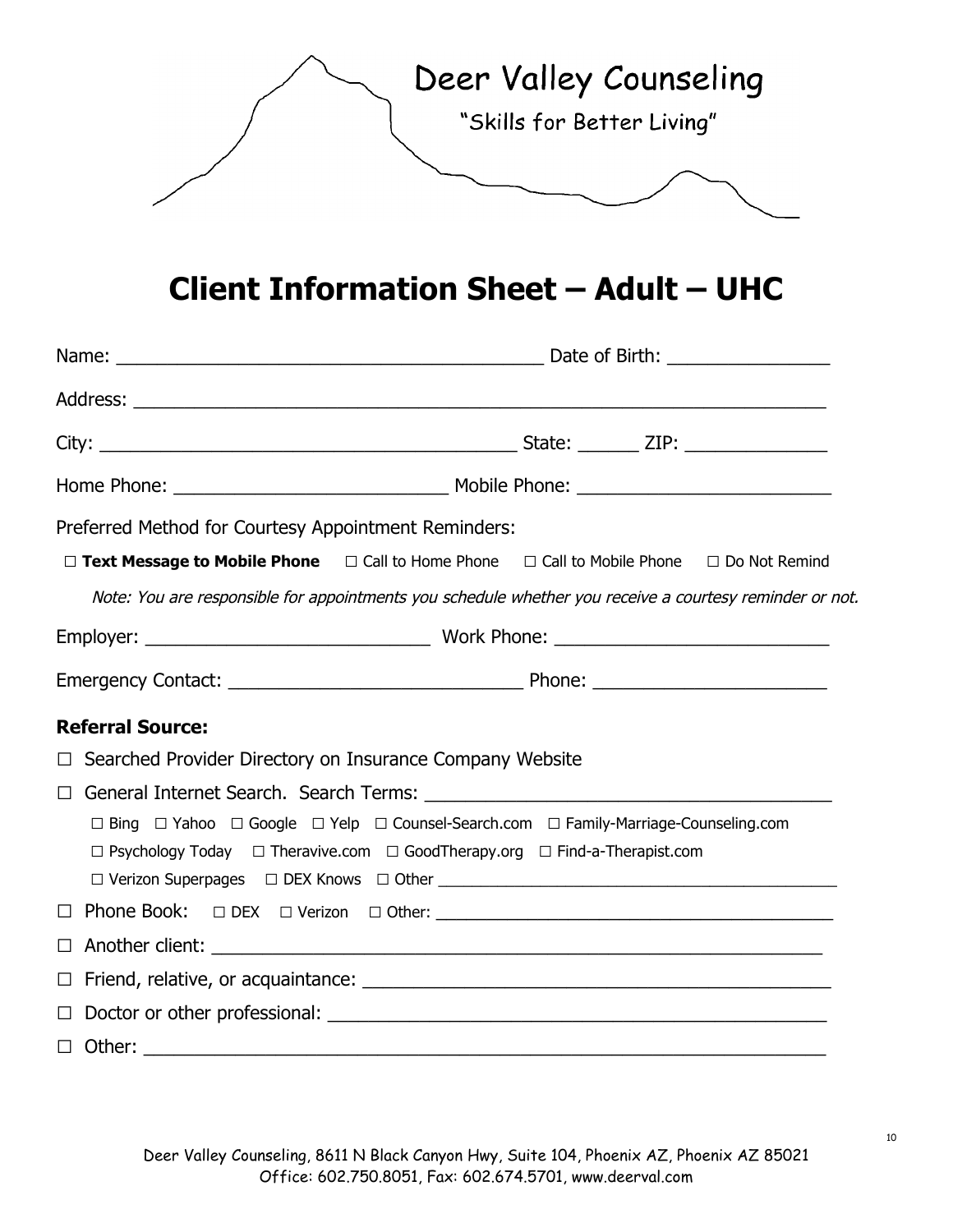Deer Valley Counseling

"Skills for Better Living"

# Client Information Sheet – Adult – UHC

Name: ________________________________________ Date of Birth: ________________

Address: ________________________________________________________________

City: ________________________________________ State: ______ ZIP: ______________

Home Phone: ___________________________ Mobile Phone: _________________________

Preferred Method for Courtesy Appointment Reminders:

☐ **Text Message to Mobile Phone** ☐ Call to Home Phone ☐ Call to Mobile Phone ☐ Do Not Remind

*Note: You are responsible for appointments you schedule whether you receive a courtesy reminder or not.*

Employer: ___________________________ Work Phone: ___________________________

Emergency Contact: ____________________________ Phone: _______________________

**Referral Source:**

☐ Searched Provider Directory on Insurance Company Website

☐ General Internet Search. Search Terms: ______________________________________

☐ Bing ☐ Yahoo ☐ Google ☐ Yelp ☐ Counsel-Search.com ☐ Family-Marriage-Counseling.com

☐ Psychology Today ☐ Theravive.com ☐ GoodTherapy.org ☐ Find-a-Therapist.com

☐ Verizon Superpages ☐ DEX Knows ☐ Other _____________________________________________

☐ Phone Book: ☐ DEX ☐ Verizon ☐ Other: _________________________________________

☐ Another client: ______________________________________________________________

☐ Friend, relative, or acquaintance: _____________________________________________

☐ Doctor or other professional: _________________________________________________

☐ Other: ______________________________________________________________________

Deer Valley Counseling, 8611 N Black Canyon Hwy, Suite 104, Phoenix AZ, Phoenix AZ 85021
Office: 602.750.8051, Fax: 602.674.5701, www.deerval.com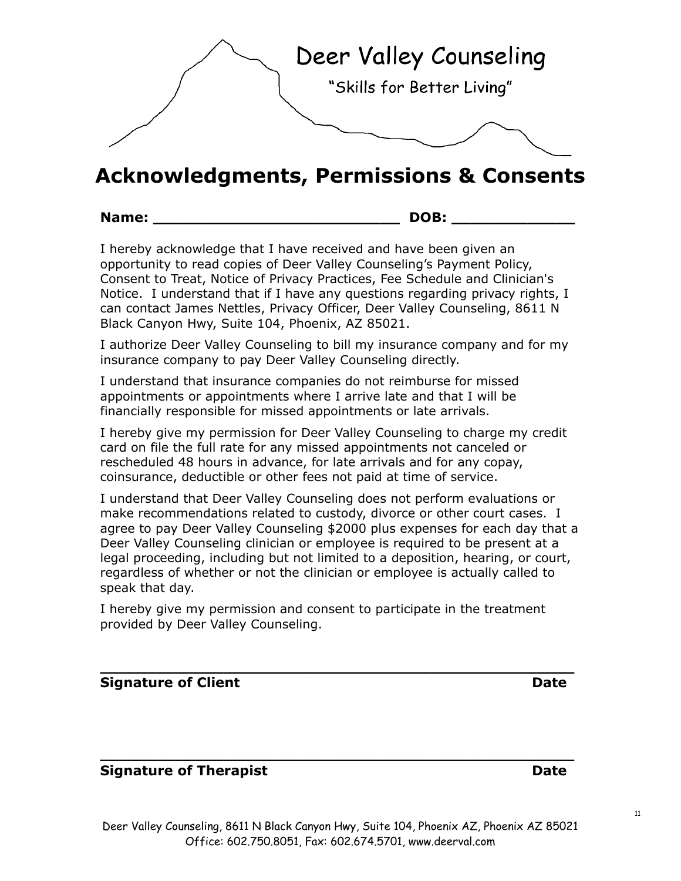Deer Valley Counseling

"Skills for Better Living"

# Acknowledgments, Permissions & Consents

**Name: ___________________________ DOB: _____________**

I hereby acknowledge that I have received and have been given an opportunity to read copies of Deer Valley Counseling's Payment Policy, Consent to Treat, Notice of Privacy Practices, Fee Schedule and Clinician's Notice. I understand that if I have any questions regarding privacy rights, I can contact James Nettles, Privacy Officer, Deer Valley Counseling, 8611 N Black Canyon Hwy, Suite 104, Phoenix, AZ 85021.

I authorize Deer Valley Counseling to bill my insurance company and for my insurance company to pay Deer Valley Counseling directly.

I understand that insurance companies do not reimburse for missed appointments or appointments where I arrive late and that I will be financially responsible for missed appointments or late arrivals.

I hereby give my permission for Deer Valley Counseling to charge my credit card on file the full rate for any missed appointments not canceled or rescheduled 48 hours in advance, for late arrivals and for any copay, coinsurance, deductible or other fees not paid at time of service.

I understand that Deer Valley Counseling does not perform evaluations or make recommendations related to custody, divorce or other court cases. I agree to pay Deer Valley Counseling $2000 plus expenses for each day that a Deer Valley Counseling clinician or employee is required to be present at a legal proceeding, including but not limited to a deposition, hearing, or court, regardless of whether or not the clinician or employee is actually called to speak that day.

I hereby give my permission and consent to participate in the treatment provided by Deer Valley Counseling.

_______________________________________________

**Signature of Client** **Date**

_______________________________________________

**Signature of Therapist** **Date**

Deer Valley Counseling, 8611 N Black Canyon Hwy, Suite 104, Phoenix AZ, Phoenix AZ 85021
Office: 602.750.8051, Fax: 602.674.5701, www.deerval.com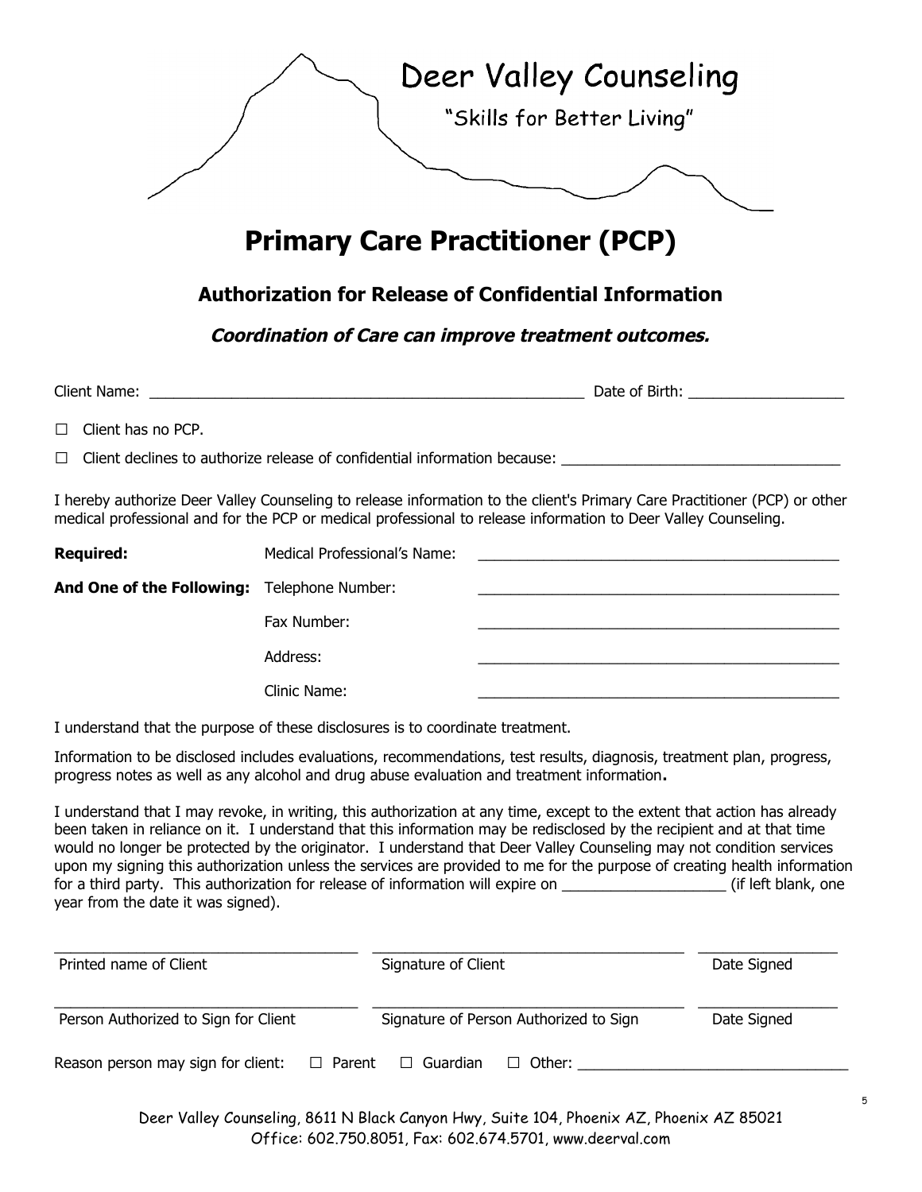Deer Valley Counseling

"Skills for Better Living"

# Primary Care Practitioner (PCP)

## Authorization for Release of Confidential Information

***Coordination of Care can improve treatment outcomes.***

Client Name: _______________________________________________________ Date of Birth: ___________________

☐ Client has no PCP.

☐ Client declines to authorize release of confidential information because: __________________________________

I hereby authorize Deer Valley Counseling to release information to the client's Primary Care Practitioner (PCP) or other medical professional and for the PCP or medical professional to release information to Deer Valley Counseling.

| | | |
|---|---|---|
| **Required:** | Medical Professional's Name: | ______________________________________________ |
| **And One of the Following:** | Telephone Number: | ______________________________________________ |
| | Fax Number: | ______________________________________________ |
| | Address: | ______________________________________________ |
| | Clinic Name: | ______________________________________________ |

I understand that the purpose of these disclosures is to coordinate treatment.

Information to be disclosed includes evaluations, recommendations, test results, diagnosis, treatment plan, progress, progress notes as well as any alcohol and drug abuse evaluation and treatment information**.**

I understand that I may revoke, in writing, this authorization at any time, except to the extent that action has already been taken in reliance on it. I understand that this information may be redisclosed by the recipient and at that time would no longer be protected by the originator. I understand that Deer Valley Counseling may not condition services upon my signing this authorization unless the services are provided to me for the purpose of creating health information for a third party. This authorization for release of information will expire on ____________________ (if left blank, one year from the date it was signed).

_______________________________________ _______________________________________ _________________

Printed name of Client | Signature of Client | Date Signed

_______________________________________ _______________________________________ _________________

Person Authorized to Sign for Client | Signature of Person Authorized to Sign | Date Signed

Reason person may sign for client: ☐ Parent ☐ Guardian ☐ Other: _________________________________

Deer Valley Counseling, 8611 N Black Canyon Hwy, Suite 104, Phoenix AZ, Phoenix AZ 85021
Office: 602.750.8051, Fax: 602.674.5701, www.deerval.com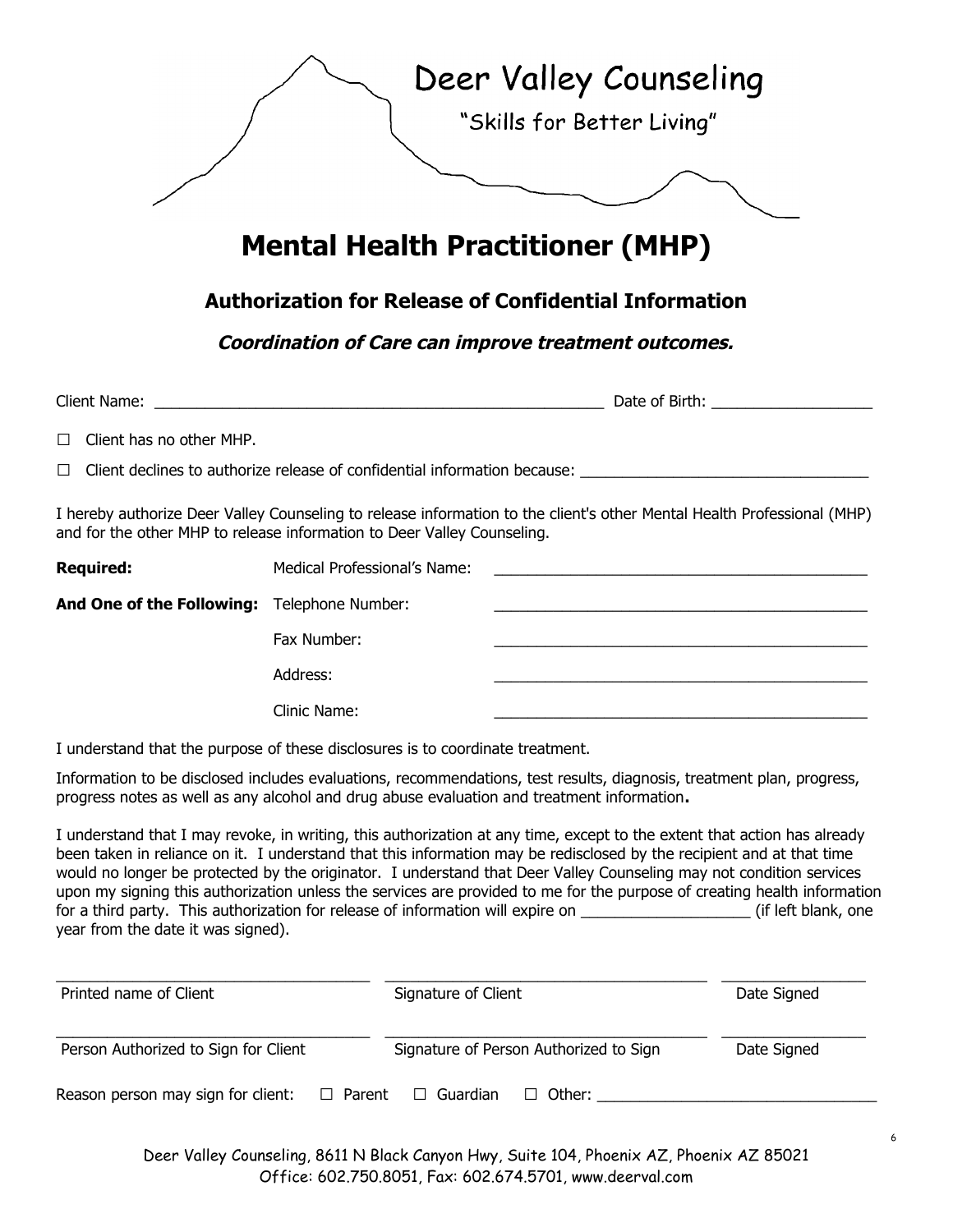Deer Valley Counseling

"Skills for Better Living"

# Mental Health Practitioner (MHP)

## Authorization for Release of Confidential Information

***Coordination of Care can improve treatment outcomes.***

Client Name: ______________________________________________________ Date of Birth: ___________________

☐ Client has no other MHP.

☐ Client declines to authorize release of confidential information because: __________________________________

I hereby authorize Deer Valley Counseling to release information to the client's other Mental Health Professional (MHP) and for the other MHP to release information to Deer Valley Counseling.

| | | |
|---|---|---|
| **Required:** | Medical Professional's Name: | _____________________________________________ |
| **And One of the Following:** | Telephone Number: | _____________________________________________ |
| | Fax Number: | _____________________________________________ |
| | Address: | _____________________________________________ |
| | Clinic Name: | _____________________________________________ |

I understand that the purpose of these disclosures is to coordinate treatment.

Information to be disclosed includes evaluations, recommendations, test results, diagnosis, treatment plan, progress, progress notes as well as any alcohol and drug abuse evaluation and treatment information**.**

I understand that I may revoke, in writing, this authorization at any time, except to the extent that action has already been taken in reliance on it. I understand that this information may be redisclosed by the recipient and at that time would no longer be protected by the originator. I understand that Deer Valley Counseling may not condition services upon my signing this authorization unless the services are provided to me for the purpose of creating health information for a third party. This authorization for release of information will expire on ____________________ (if left blank, one year from the date it was signed).

| | | |
|---|---|---|
| Printed name of Client | Signature of Client | Date Signed |
| Person Authorized to Sign for Client | Signature of Person Authorized to Sign | Date Signed |

Reason person may sign for client: ☐ Parent ☐ Guardian ☐ Other: _________________________________

Deer Valley Counseling, 8611 N Black Canyon Hwy, Suite 104, Phoenix AZ, Phoenix AZ 85021
Office: 602.750.8051, Fax: 602.674.5701, www.deerval.com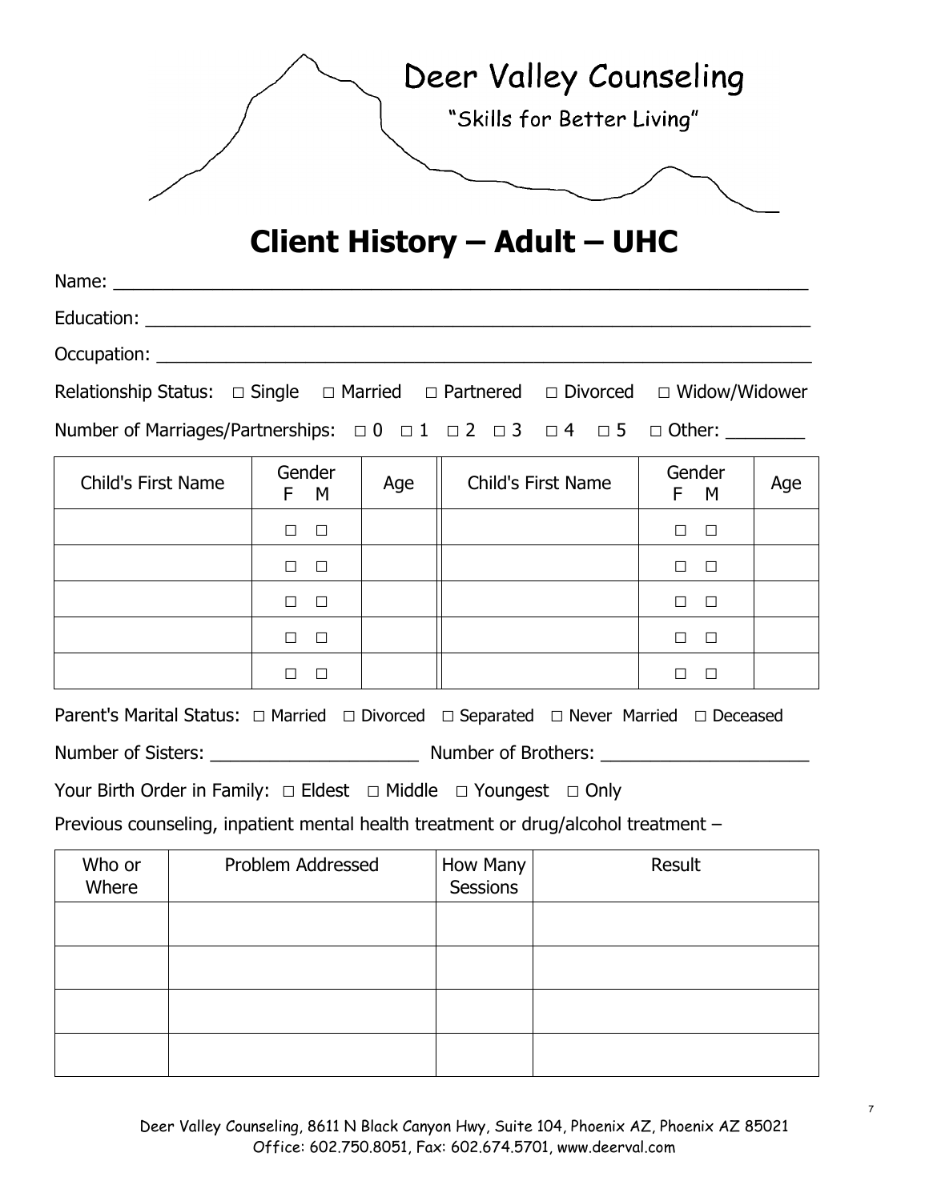Deer Valley Counseling

"Skills for Better Living"

# Client History – Adult – UHC

Name: ___________________________________________________________________

Education: _______________________________________________________________

Occupation: ______________________________________________________________

Relationship Status: □ Single □ Married □ Partnered □ Divorced □ Widow/Widower

Number of Marriages/Partnerships: □ 0 □ 1 □ 2 □ 3 □ 4 □ 5 □ Other: ________

| Child's First Name | Gender F M | Age | Child's First Name | Gender F M | Age |
|---|---|---|---|---|---|
| | □ □ | | | □ □ | |
| | □ □ | | | □ □ | |
| | □ □ | | | □ □ | |
| | □ □ | | | □ □ | |
| | □ □ | | | □ □ | |

Parent's Marital Status: □ Married □ Divorced □ Separated □ Never Married □ Deceased

Number of Sisters: _____________________ Number of Brothers: _____________________

Your Birth Order in Family: □ Eldest □ Middle □ Youngest □ Only

Previous counseling, inpatient mental health treatment or drug/alcohol treatment –

| Who or Where | Problem Addressed | How Many Sessions | Result |
|---|---|---|---|
| | | | |
| | | | |
| | | | |
| | | | |

Deer Valley Counseling, 8611 N Black Canyon Hwy, Suite 104, Phoenix AZ, Phoenix AZ 85021
Office: 602.750.8051, Fax: 602.674.5701, www.deerval.com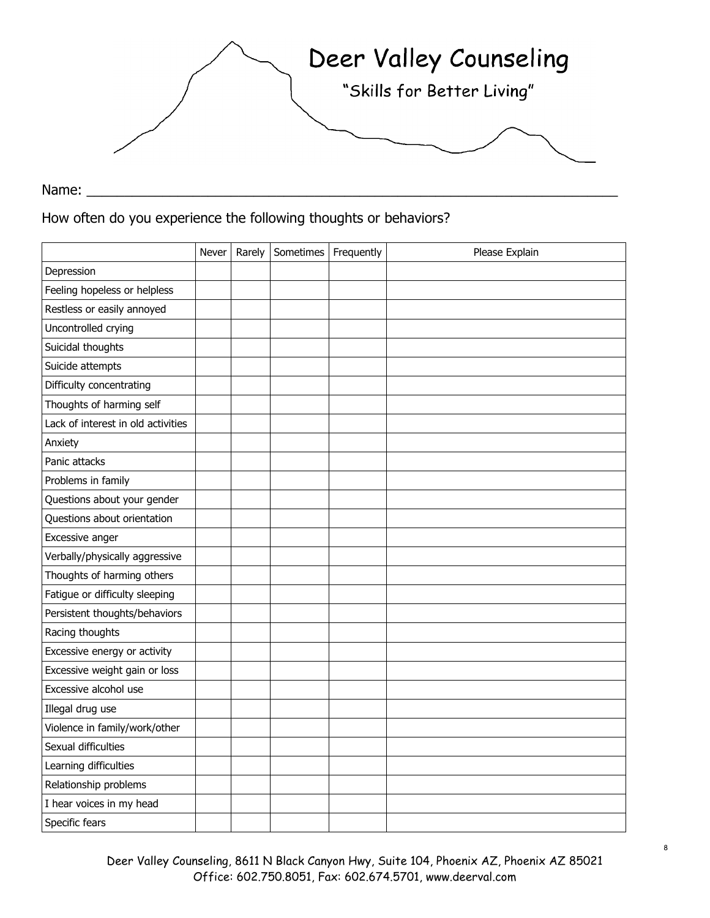# Deer Valley Counseling

"Skills for Better Living"

Name: ___________________________________________________________________

How often do you experience the following thoughts or behaviors?

| | Never | Rarely | Sometimes | Frequently | Please Explain |
|---|---|---|---|---|---|
| Depression | | | | | |
| Feeling hopeless or helpless | | | | | |
| Restless or easily annoyed | | | | | |
| Uncontrolled crying | | | | | |
| Suicidal thoughts | | | | | |
| Suicide attempts | | | | | |
| Difficulty concentrating | | | | | |
| Thoughts of harming self | | | | | |
| Lack of interest in old activities | | | | | |
| Anxiety | | | | | |
| Panic attacks | | | | | |
| Problems in family | | | | | |
| Questions about your gender | | | | | |
| Questions about orientation | | | | | |
| Excessive anger | | | | | |
| Verbally/physically aggressive | | | | | |
| Thoughts of harming others | | | | | |
| Fatigue or difficulty sleeping | | | | | |
| Persistent thoughts/behaviors | | | | | |
| Racing thoughts | | | | | |
| Excessive energy or activity | | | | | |
| Excessive weight gain or loss | | | | | |
| Excessive alcohol use | | | | | |
| Illegal drug use | | | | | |
| Violence in family/work/other | | | | | |
| Sexual difficulties | | | | | |
| Learning difficulties | | | | | |
| Relationship problems | | | | | |
| I hear voices in my head | | | | | |
| Specific fears | | | | | |

Deer Valley Counseling, 8611 N Black Canyon Hwy, Suite 104, Phoenix AZ, Phoenix AZ 85021
Office: 602.750.8051, Fax: 602.674.5701, www.deerval.com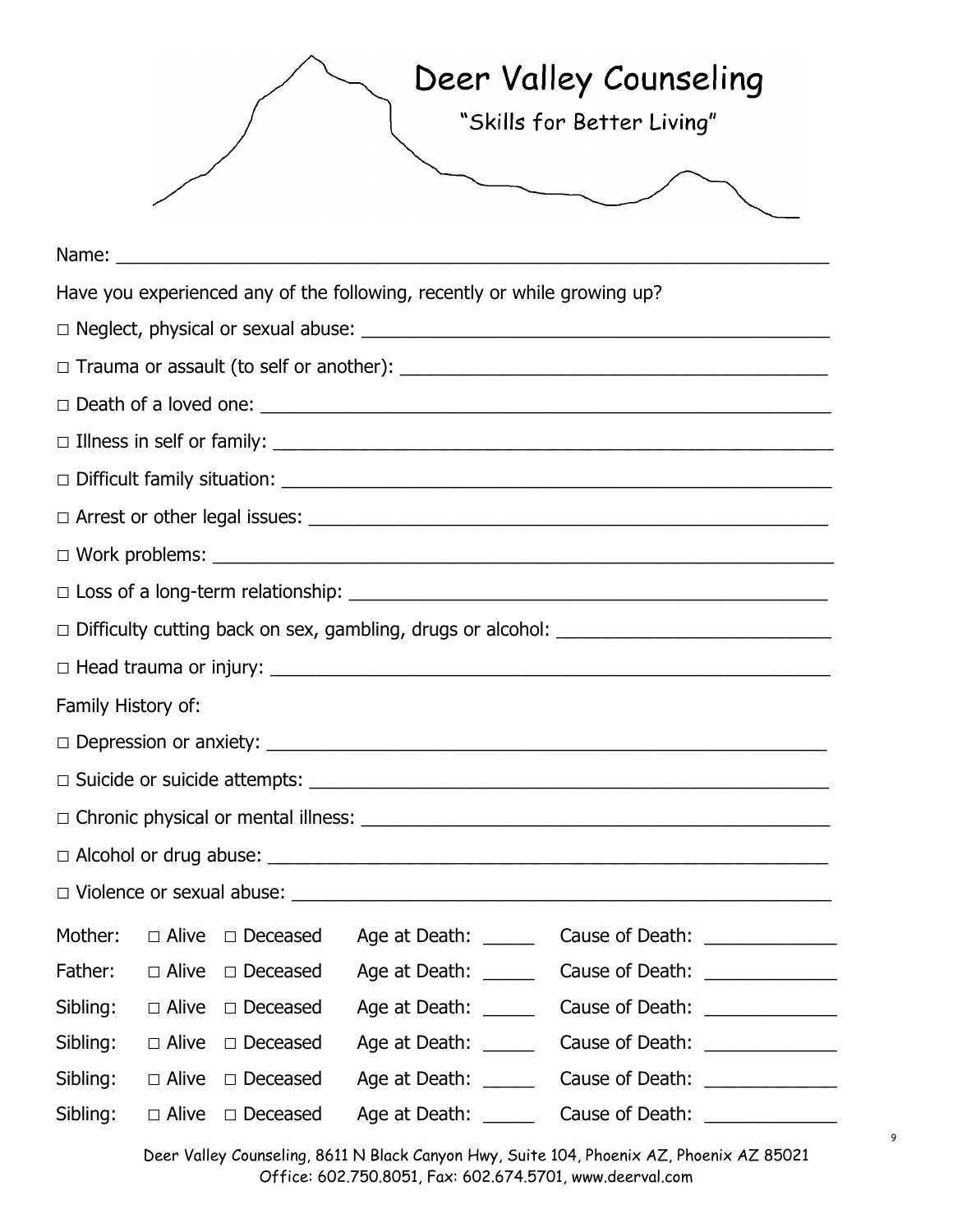# Deer Valley Counseling

"Skills for Better Living"

Name: ______________________________________________________________________

Have you experienced any of the following, recently or while growing up?

□ Neglect, physical or sexual abuse: ____________________________________________

□ Trauma or assault (to self or another): _________________________________________

□ Death of a loved one: ______________________________________________________

□ Illness in self or family: ____________________________________________________

□ Difficult family situation: ___________________________________________________

□ Arrest or other legal issues: _________________________________________________

□ Work problems: __________________________________________________________

□ Loss of a long-term relationship: _____________________________________________

□ Difficulty cutting back on sex, gambling, drugs or alcohol: __________________________

□ Head trauma or injury: _____________________________________________________

Family History of:

□ Depression or anxiety: _____________________________________________________

□ Suicide or suicide attempts: _________________________________________________

□ Chronic physical or mental illness: ____________________________________________

□ Alcohol or drug abuse: _____________________________________________________

□ Violence or sexual abuse: ___________________________________________________

| | | | | |
|---|---|---|---|---|
| Mother: | □ Alive | □ Deceased | Age at Death: _____ | Cause of Death: _____________ |
| Father: | □ Alive | □ Deceased | Age at Death: _____ | Cause of Death: _____________ |
| Sibling: | □ Alive | □ Deceased | Age at Death: _____ | Cause of Death: _____________ |
| Sibling: | □ Alive | □ Deceased | Age at Death: _____ | Cause of Death: _____________ |
| Sibling: | □ Alive | □ Deceased | Age at Death: _____ | Cause of Death: _____________ |
| Sibling: | □ Alive | □ Deceased | Age at Death: _____ | Cause of Death: _____________ |

Deer Valley Counseling, 8611 N Black Canyon Hwy, Suite 104, Phoenix AZ, Phoenix AZ 85021
Office: 602.750.8051, Fax: 602.674.5701, www.deerval.com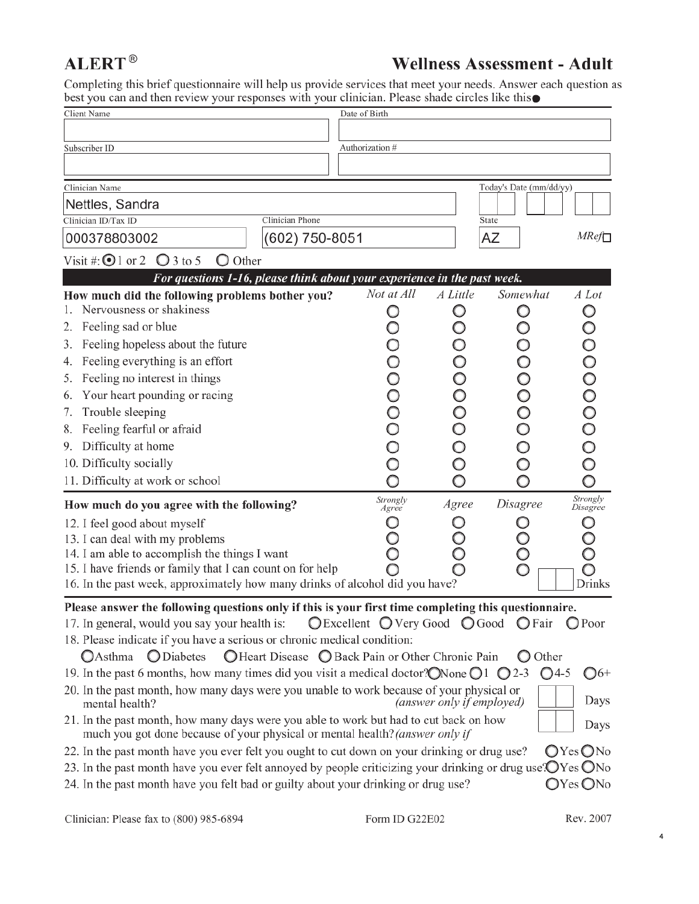# ALERT®

## Wellness Assessment - Adult

Completing this brief questionnaire will help us provide services that meet your needs. Answer each question as best you can and then review your responses with your clinician. Please shade circles like this ●

| Client Name | Date of Birth |
|---|---|
| | |
| **Subscriber ID** | **Authorization #** |
| | |

| Clinician Name | | Today's Date (mm/dd/yy) |
|---|---|---|
| Nettles, Sandra | | |
| **Clinician ID/Tax ID** | **Clinician Phone** | **State** |
| 000378803002 | (602) 750-8051 | AZ |

MRef ☐

Visit #: ⦿ 1 or 2 ○ 3 to 5 ○ Other

***For questions 1-16, please think about your experience in the past week.***

| How much did the following problems bother you? | *Not at All* | *A Little* | *Somewhat* | *A Lot* |
|---|---|---|---|---|
| 1. Nervousness or shakiness | ○ | ○ | ○ | ○ |
| 2. Feeling sad or blue | ○ | ○ | ○ | ○ |
| 3. Feeling hopeless about the future | ○ | ○ | ○ | ○ |
| 4. Feeling everything is an effort | ○ | ○ | ○ | ○ |
| 5. Feeling no interest in things | ○ | ○ | ○ | ○ |
| 6. Your heart pounding or racing | ○ | ○ | ○ | ○ |
| 7. Trouble sleeping | ○ | ○ | ○ | ○ |
| 8. Feeling fearful or afraid | ○ | ○ | ○ | ○ |
| 9. Difficulty at home | ○ | ○ | ○ | ○ |
| 10. Difficulty socially | ○ | ○ | ○ | ○ |
| 11. Difficulty at work or school | ○ | ○ | ○ | ○ |

| How much do you agree with the following? | *Strongly Agree* | *Agree* | *Disagree* | *Strongly Disagree* |
|---|---|---|---|---|
| 12. I feel good about myself | ○ | ○ | ○ | ○ |
| 13. I can deal with my problems | ○ | ○ | ○ | ○ |
| 14. I am able to accomplish the things I want | ○ | ○ | ○ | ○ |
| 15. I have friends or family that I can count on for help | ○ | ○ | ○ | ○ |

16. In the past week, approximately how many drinks of alcohol did you have? ____ Drinks

**Please answer the following questions only if this is your first time completing this questionnaire.**

17. In general, would you say your health is: ○ Excellent ○ Very Good ○ Good ○ Fair ○ Poor

18. Please indicate if you have a serious or chronic medical condition:
    ○ Asthma ○ Diabetes ○ Heart Disease ○ Back Pain or Other Chronic Pain ○ Other

19. In the past 6 months, how many times did you visit a medical doctor? ○ None ○ 1 ○ 2-3 ○ 4-5 ○ 6+

20. In the past month, how many days were you unable to work because of your physical or mental health? *(answer only if employed)* ____ Days

21. In the past month, how many days were you able to work but had to cut back on how much you got done because of your physical or mental health? *(answer only if* ____ Days

22. In the past month have you ever felt you ought to cut down on your drinking or drug use? ○ Yes ○ No

23. In the past month have you ever felt annoyed by people criticizing your drinking or drug use? ○ Yes ○ No

24. In the past month have you felt bad or guilty about your drinking or drug use? ○ Yes ○ No

Clinician: Please fax to (800) 985-6894 | Form ID G22E02 | Rev. 2007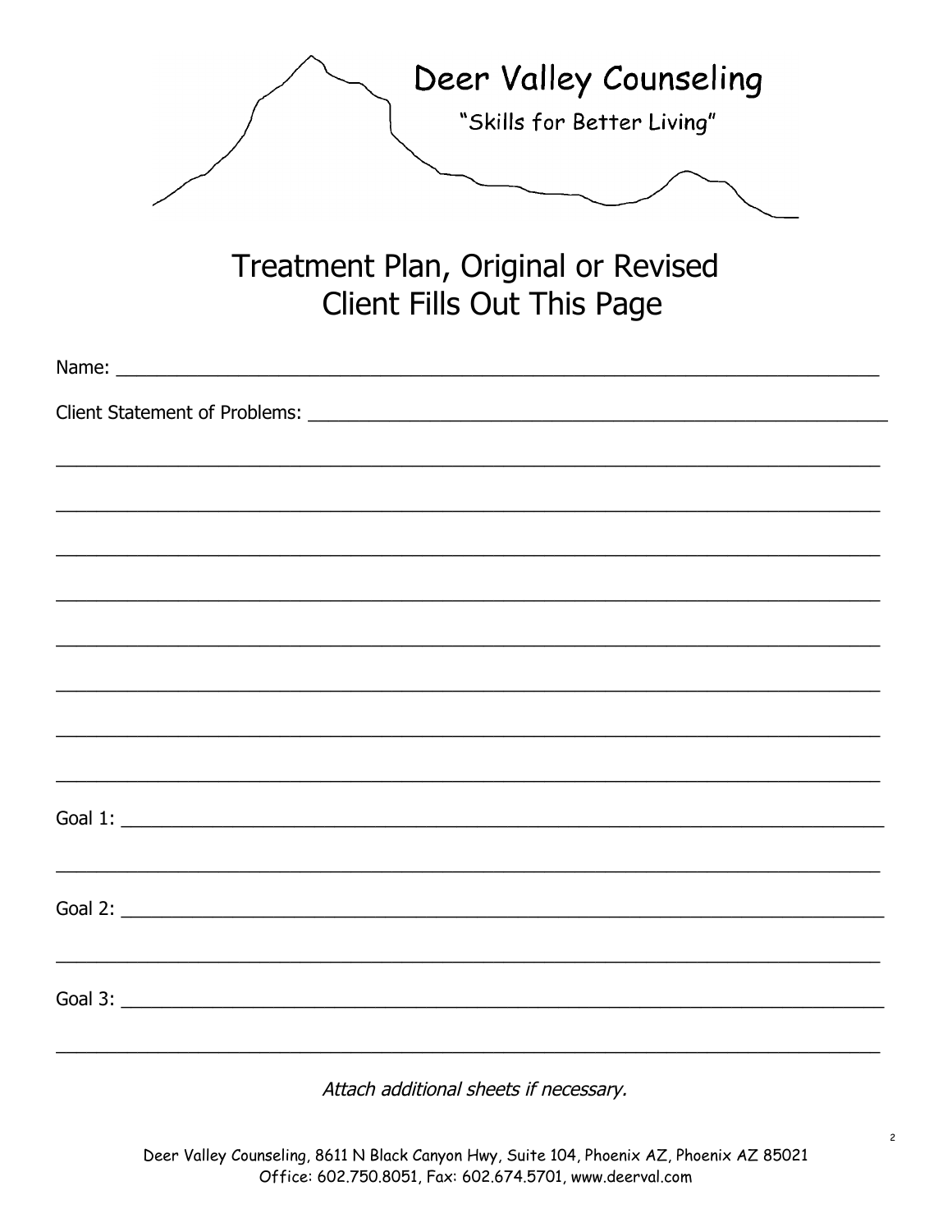# Deer Valley Counseling

"Skills for Better Living"

## Treatment Plan, Original or Revised
## Client Fills Out This Page

Name: ___________________________________________________________________________

Client Statement of Problems: ______________________________________________________

_______________________________________________________________________________

_______________________________________________________________________________

_______________________________________________________________________________

_______________________________________________________________________________

_______________________________________________________________________________

_______________________________________________________________________________

_______________________________________________________________________________

_______________________________________________________________________________

Goal 1: __________________________________________________________________________

_______________________________________________________________________________

Goal 2: __________________________________________________________________________

_______________________________________________________________________________

Goal 3: __________________________________________________________________________

_______________________________________________________________________________

*Attach additional sheets if necessary.*

Deer Valley Counseling, 8611 N Black Canyon Hwy, Suite 104, Phoenix AZ, Phoenix AZ 85021
Office: 602.750.8051, Fax: 602.674.5701, www.deerval.com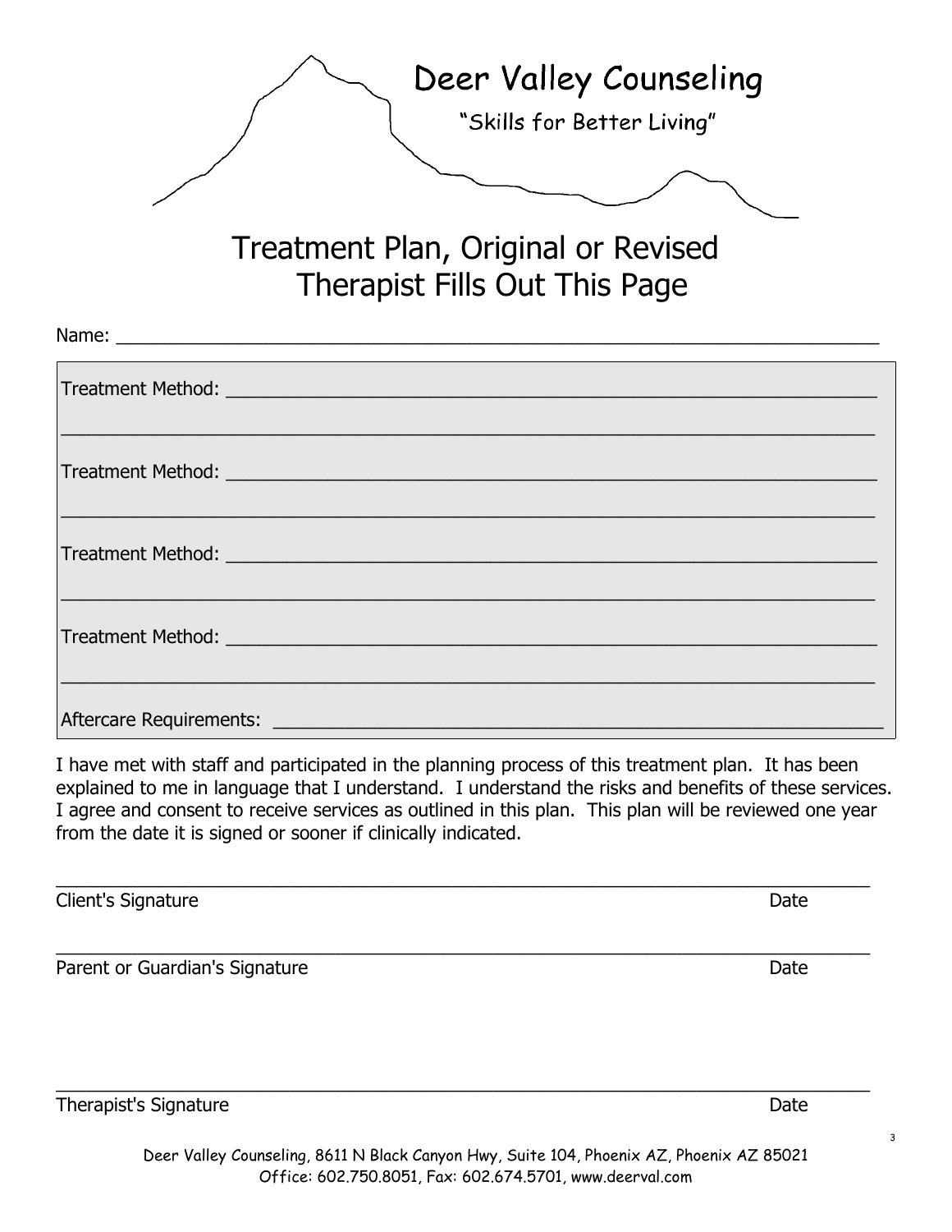# Deer Valley Counseling

"Skills for Better Living"

## Treatment Plan, Original or Revised
## Therapist Fills Out This Page

Name: ___________________________________________________________________________

Treatment Method: _________________________________________________________________

___________________________________________________________________________

Treatment Method: _________________________________________________________________

___________________________________________________________________________

Treatment Method: _________________________________________________________________

___________________________________________________________________________

Treatment Method: _________________________________________________________________

___________________________________________________________________________

Aftercare Requirements: ____________________________________________________________

I have met with staff and participated in the planning process of this treatment plan. It has been explained to me in language that I understand. I understand the risks and benefits of these services. I agree and consent to receive services as outlined in this plan. This plan will be reviewed one year from the date it is signed or sooner if clinically indicated.

___________________________________________________________________________

Client's Signature Date

___________________________________________________________________________

Parent or Guardian's Signature Date

___________________________________________________________________________

Therapist's Signature Date

Deer Valley Counseling, 8611 N Black Canyon Hwy, Suite 104, Phoenix AZ, Phoenix AZ 85021
Office: 602.750.8051, Fax: 602.674.5701, www.deerval.com